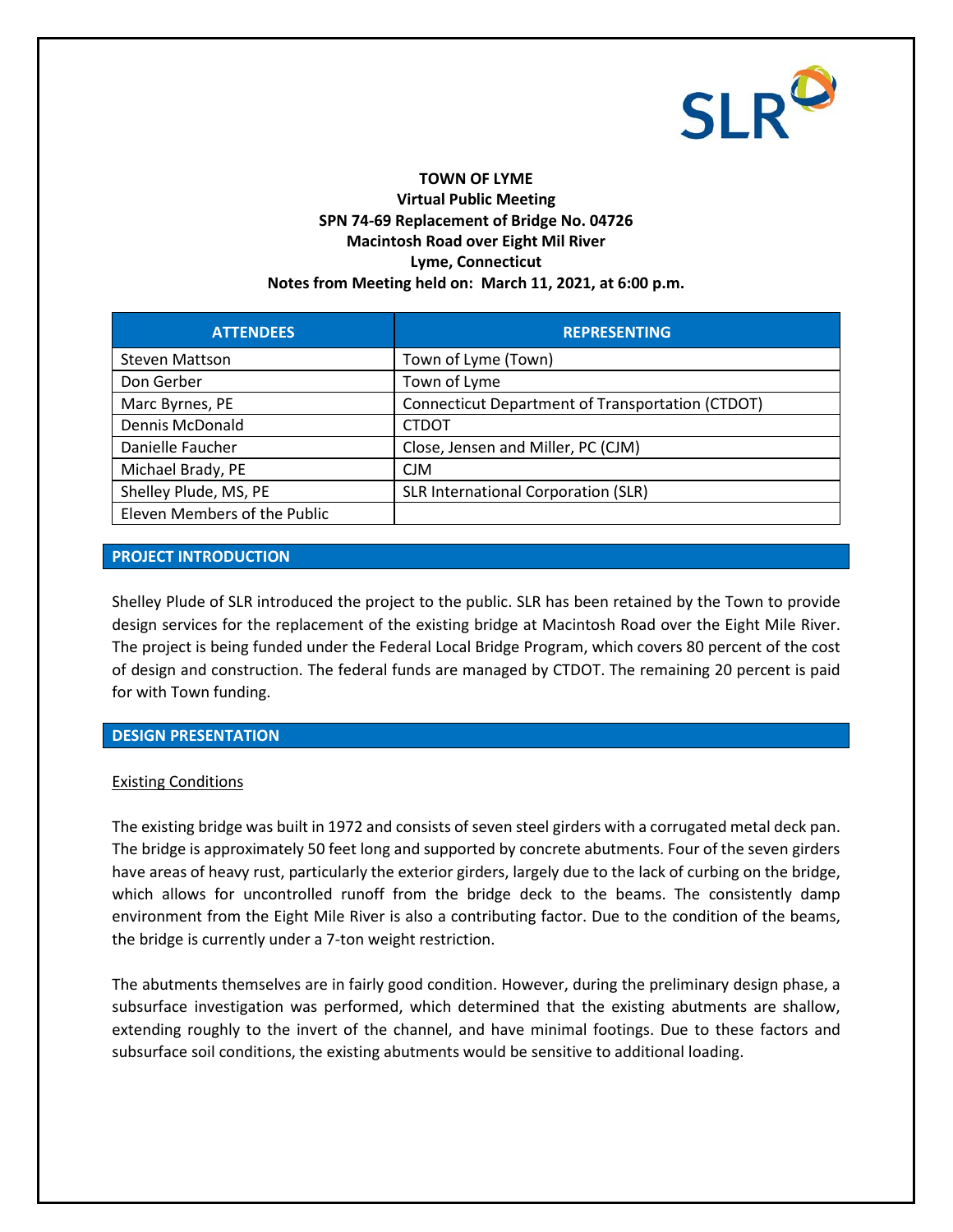**TOWN OF LYME**
**Virtual Public Meeting**
**SPN 74-69 Replacement of Bridge No. 04726**
**Macintosh Road over Eight Mil River**
**Lyme, Connecticut**
**Notes from Meeting held on: March 11, 2021, at 6:00 p.m.**

| ATTENDEES | REPRESENTING |
| --- | --- |
| Steven Mattson | Town of Lyme (Town) |
| Don Gerber | Town of Lyme |
| Marc Byrnes, PE | Connecticut Department of Transportation (CTDOT) |
| Dennis McDonald | CTDOT |
| Danielle Faucher | Close, Jensen and Miller, PC (CJM) |
| Michael Brady, PE | CJM |
| Shelley Plude, MS, PE | SLR International Corporation (SLR) |
| Eleven Members of the Public | |

## PROJECT INTRODUCTION

Shelley Plude of SLR introduced the project to the public. SLR has been retained by the Town to provide design services for the replacement of the existing bridge at Macintosh Road over the Eight Mile River. The project is being funded under the Federal Local Bridge Program, which covers 80 percent of the cost of design and construction. The federal funds are managed by CTDOT. The remaining 20 percent is paid for with Town funding.

## DESIGN PRESENTATION

Existing Conditions

The existing bridge was built in 1972 and consists of seven steel girders with a corrugated metal deck pan. The bridge is approximately 50 feet long and supported by concrete abutments. Four of the seven girders have areas of heavy rust, particularly the exterior girders, largely due to the lack of curbing on the bridge, which allows for uncontrolled runoff from the bridge deck to the beams. The consistently damp environment from the Eight Mile River is also a contributing factor. Due to the condition of the beams, the bridge is currently under a 7-ton weight restriction.

The abutments themselves are in fairly good condition. However, during the preliminary design phase, a subsurface investigation was performed, which determined that the existing abutments are shallow, extending roughly to the invert of the channel, and have minimal footings. Due to these factors and subsurface soil conditions, the existing abutments would be sensitive to additional loading.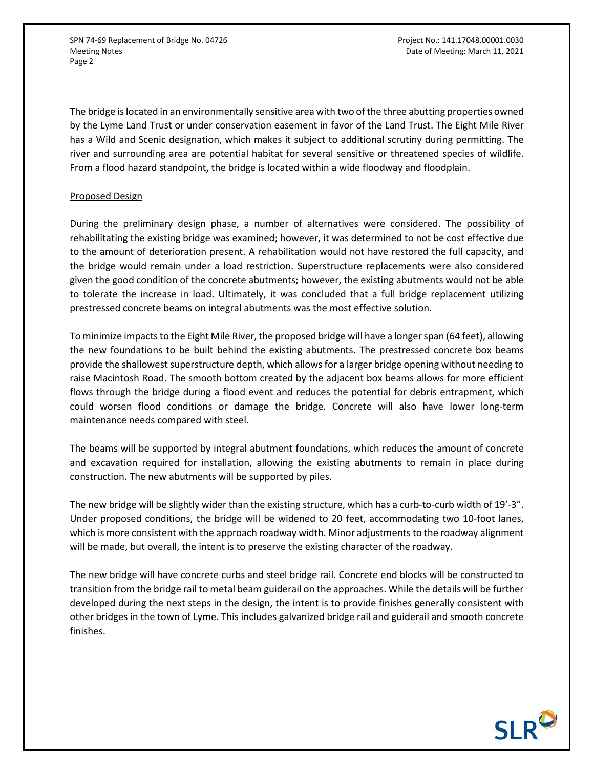The bridge is located in an environmentally sensitive area with two of the three abutting properties owned by the Lyme Land Trust or under conservation easement in favor of the Land Trust. The Eight Mile River has a Wild and Scenic designation, which makes it subject to additional scrutiny during permitting. The river and surrounding area are potential habitat for several sensitive or threatened species of wildlife. From a flood hazard standpoint, the bridge is located within a wide floodway and floodplain.

## Proposed Design

During the preliminary design phase, a number of alternatives were considered. The possibility of rehabilitating the existing bridge was examined; however, it was determined to not be cost effective due to the amount of deterioration present. A rehabilitation would not have restored the full capacity, and the bridge would remain under a load restriction. Superstructure replacements were also considered given the good condition of the concrete abutments; however, the existing abutments would not be able to tolerate the increase in load. Ultimately, it was concluded that a full bridge replacement utilizing prestressed concrete beams on integral abutments was the most effective solution.

To minimize impacts to the Eight Mile River, the proposed bridge will have a longer span (64 feet), allowing the new foundations to be built behind the existing abutments. The prestressed concrete box beams provide the shallowest superstructure depth, which allows for a larger bridge opening without needing to raise Macintosh Road. The smooth bottom created by the adjacent box beams allows for more efficient flows through the bridge during a flood event and reduces the potential for debris entrapment, which could worsen flood conditions or damage the bridge. Concrete will also have lower long-term maintenance needs compared with steel.

The beams will be supported by integral abutment foundations, which reduces the amount of concrete and excavation required for installation, allowing the existing abutments to remain in place during construction. The new abutments will be supported by piles.

The new bridge will be slightly wider than the existing structure, which has a curb-to-curb width of 19'-3". Under proposed conditions, the bridge will be widened to 20 feet, accommodating two 10-foot lanes, which is more consistent with the approach roadway width. Minor adjustments to the roadway alignment will be made, but overall, the intent is to preserve the existing character of the roadway.

The new bridge will have concrete curbs and steel bridge rail. Concrete end blocks will be constructed to transition from the bridge rail to metal beam guiderail on the approaches. While the details will be further developed during the next steps in the design, the intent is to provide finishes generally consistent with other bridges in the town of Lyme. This includes galvanized bridge rail and guiderail and smooth concrete finishes.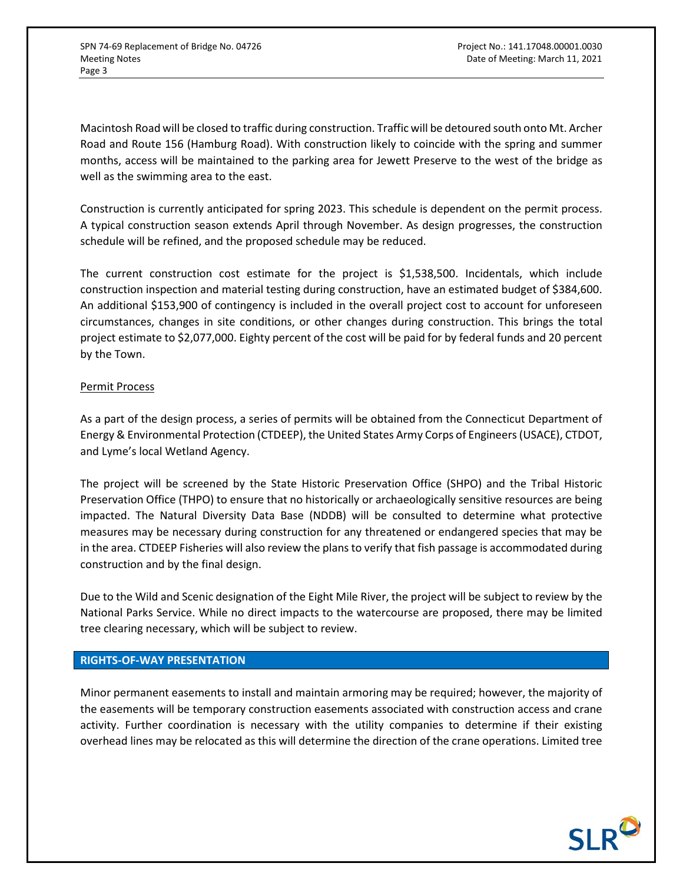Macintosh Road will be closed to traffic during construction. Traffic will be detoured south onto Mt. Archer Road and Route 156 (Hamburg Road). With construction likely to coincide with the spring and summer months, access will be maintained to the parking area for Jewett Preserve to the west of the bridge as well as the swimming area to the east.

Construction is currently anticipated for spring 2023. This schedule is dependent on the permit process. A typical construction season extends April through November. As design progresses, the construction schedule will be refined, and the proposed schedule may be reduced.

The current construction cost estimate for the project is $1,538,500. Incidentals, which include construction inspection and material testing during construction, have an estimated budget of $384,600. An additional $153,900 of contingency is included in the overall project cost to account for unforeseen circumstances, changes in site conditions, or other changes during construction. This brings the total project estimate to $2,077,000. Eighty percent of the cost will be paid for by federal funds and 20 percent by the Town.

Permit Process

As a part of the design process, a series of permits will be obtained from the Connecticut Department of Energy & Environmental Protection (CTDEEP), the United States Army Corps of Engineers (USACE), CTDOT, and Lyme's local Wetland Agency.

The project will be screened by the State Historic Preservation Office (SHPO) and the Tribal Historic Preservation Office (THPO) to ensure that no historically or archaeologically sensitive resources are being impacted. The Natural Diversity Data Base (NDDB) will be consulted to determine what protective measures may be necessary during construction for any threatened or endangered species that may be in the area. CTDEEP Fisheries will also review the plans to verify that fish passage is accommodated during construction and by the final design.

Due to the Wild and Scenic designation of the Eight Mile River, the project will be subject to review by the National Parks Service. While no direct impacts to the watercourse are proposed, there may be limited tree clearing necessary, which will be subject to review.

## RIGHTS-OF-WAY PRESENTATION

Minor permanent easements to install and maintain armoring may be required; however, the majority of the easements will be temporary construction easements associated with construction access and crane activity. Further coordination is necessary with the utility companies to determine if their existing overhead lines may be relocated as this will determine the direction of the crane operations. Limited tree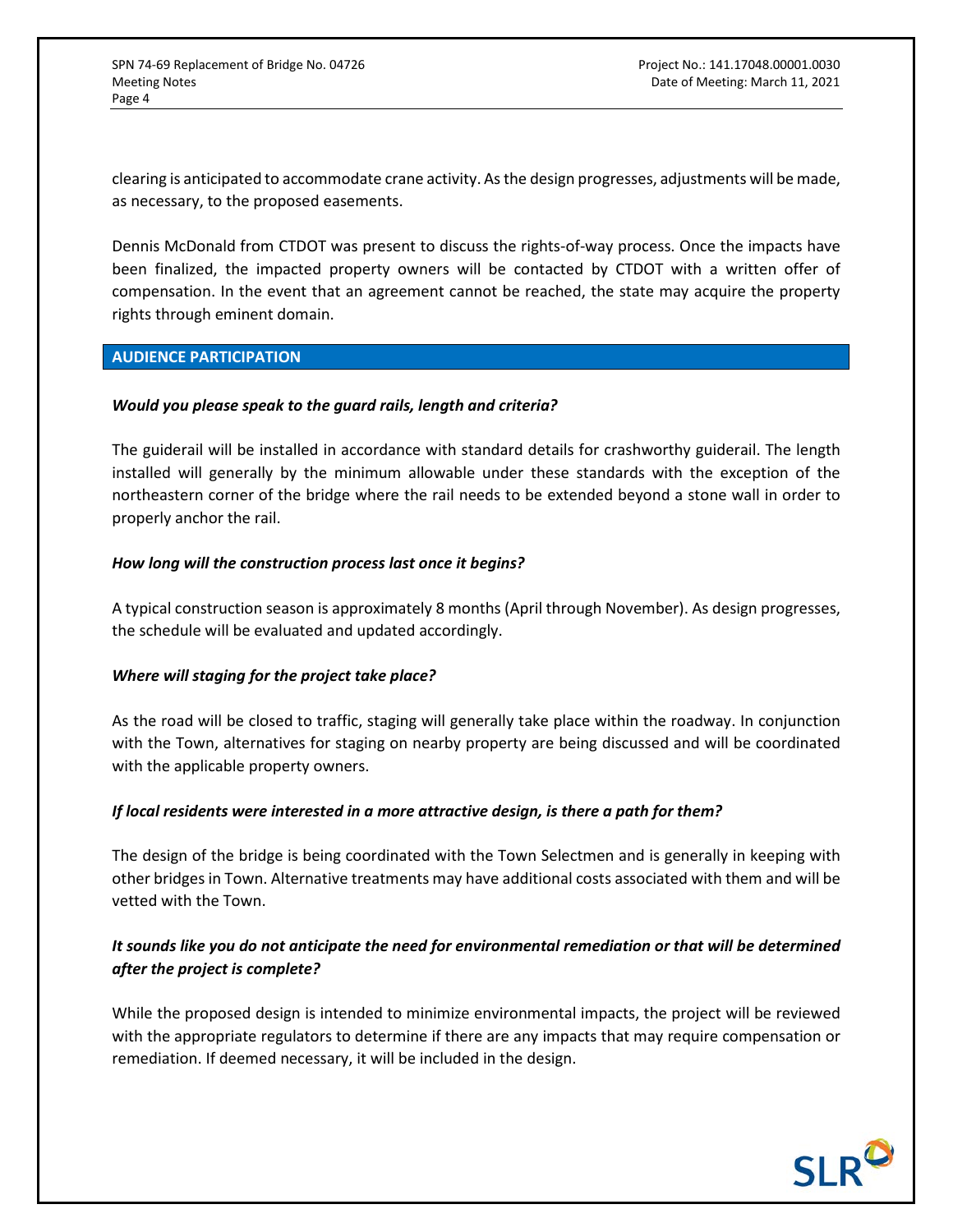clearing is anticipated to accommodate crane activity. As the design progresses, adjustments will be made, as necessary, to the proposed easements.

Dennis McDonald from CTDOT was present to discuss the rights-of-way process. Once the impacts have been finalized, the impacted property owners will be contacted by CTDOT with a written offer of compensation. In the event that an agreement cannot be reached, the state may acquire the property rights through eminent domain.

## AUDIENCE PARTICIPATION

***Would you please speak to the guard rails, length and criteria?***

The guiderail will be installed in accordance with standard details for crashworthy guiderail. The length installed will generally by the minimum allowable under these standards with the exception of the northeastern corner of the bridge where the rail needs to be extended beyond a stone wall in order to properly anchor the rail.

***How long will the construction process last once it begins?***

A typical construction season is approximately 8 months (April through November). As design progresses, the schedule will be evaluated and updated accordingly.

***Where will staging for the project take place?***

As the road will be closed to traffic, staging will generally take place within the roadway. In conjunction with the Town, alternatives for staging on nearby property are being discussed and will be coordinated with the applicable property owners.

***If local residents were interested in a more attractive design, is there a path for them?***

The design of the bridge is being coordinated with the Town Selectmen and is generally in keeping with other bridges in Town. Alternative treatments may have additional costs associated with them and will be vetted with the Town.

***It sounds like you do not anticipate the need for environmental remediation or that will be determined after the project is complete?***

While the proposed design is intended to minimize environmental impacts, the project will be reviewed with the appropriate regulators to determine if there are any impacts that may require compensation or remediation. If deemed necessary, it will be included in the design.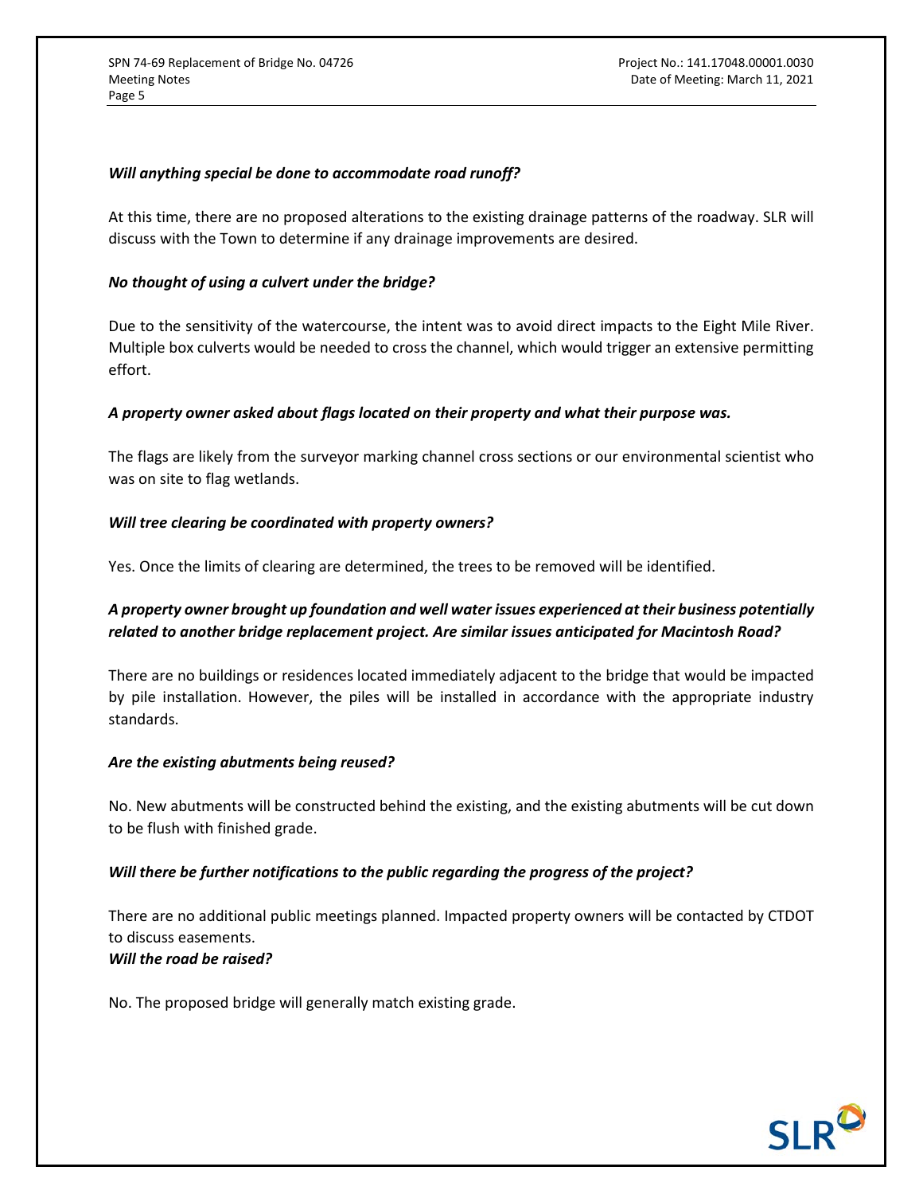***Will anything special be done to accommodate road runoff?***

At this time, there are no proposed alterations to the existing drainage patterns of the roadway. SLR will discuss with the Town to determine if any drainage improvements are desired.

***No thought of using a culvert under the bridge?***

Due to the sensitivity of the watercourse, the intent was to avoid direct impacts to the Eight Mile River. Multiple box culverts would be needed to cross the channel, which would trigger an extensive permitting effort.

***A property owner asked about flags located on their property and what their purpose was.***

The flags are likely from the surveyor marking channel cross sections or our environmental scientist who was on site to flag wetlands.

***Will tree clearing be coordinated with property owners?***

Yes. Once the limits of clearing are determined, the trees to be removed will be identified.

***A property owner brought up foundation and well water issues experienced at their business potentially related to another bridge replacement project. Are similar issues anticipated for Macintosh Road?***

There are no buildings or residences located immediately adjacent to the bridge that would be impacted by pile installation. However, the piles will be installed in accordance with the appropriate industry standards.

***Are the existing abutments being reused?***

No. New abutments will be constructed behind the existing, and the existing abutments will be cut down to be flush with finished grade.

***Will there be further notifications to the public regarding the progress of the project?***

There are no additional public meetings planned. Impacted property owners will be contacted by CTDOT to discuss easements.

***Will the road be raised?***

No. The proposed bridge will generally match existing grade.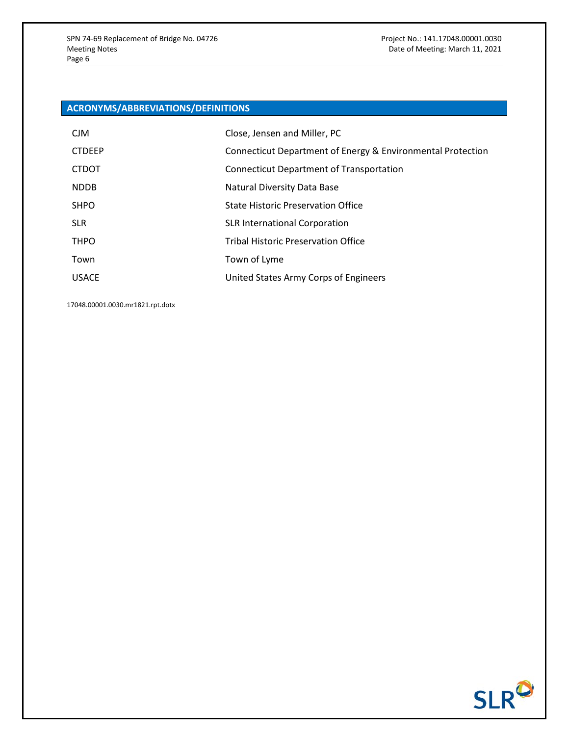## ACRONYMS/ABBREVIATIONS/DEFINITIONS

| | |
|---|---|
| CJM | Close, Jensen and Miller, PC |
| CTDEEP | Connecticut Department of Energy & Environmental Protection |
| CTDOT | Connecticut Department of Transportation |
| NDDB | Natural Diversity Data Base |
| SHPO | State Historic Preservation Office |
| SLR | SLR International Corporation |
| THPO | Tribal Historic Preservation Office |
| Town | Town of Lyme |
| USACE | United States Army Corps of Engineers |

17048.00001.0030.mr1821.rpt.dotx